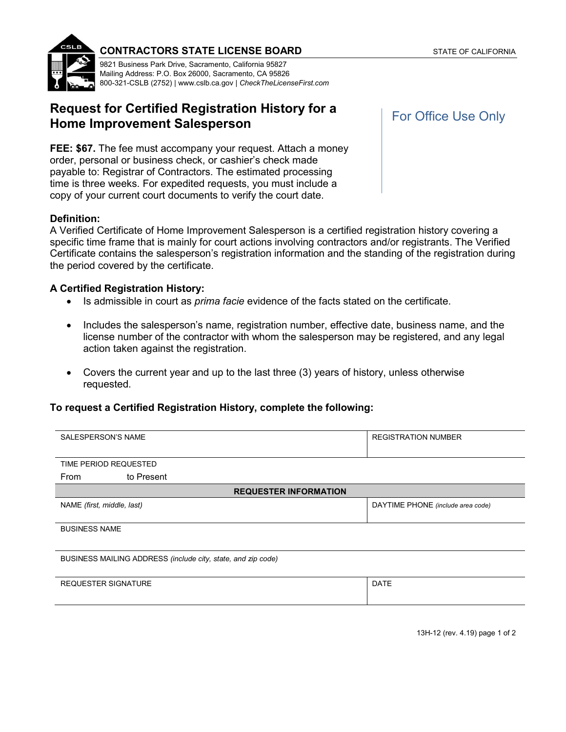**CONTRACTORS STATE LICENSE BOARD** STATE OF CALIFORNIA

9821 Business Park Drive, Sacramento, California 95827
Mailing Address: P.O. Box 26000, Sacramento, CA 95826
800-321-CSLB (2752) | www.cslb.ca.gov | *CheckTheLicenseFirst.com*

# Request for Certified Registration History for a Home Improvement Salesperson

For Office Use Only

**FEE: $67.** The fee must accompany your request. Attach a money order, personal or business check, or cashier's check made payable to: Registrar of Contractors. The estimated processing time is three weeks. For expedited requests, you must include a copy of your current court documents to verify the court date.

**Definition:**
A Verified Certificate of Home Improvement Salesperson is a certified registration history covering a specific time frame that is mainly for court actions involving contractors and/or registrants. The Verified Certificate contains the salesperson's registration information and the standing of the registration during the period covered by the certificate.

**A Certified Registration History:**

- Is admissible in court as *prima facie* evidence of the facts stated on the certificate.
- Includes the salesperson's name, registration number, effective date, business name, and the license number of the contractor with whom the salesperson may be registered, and any legal action taken against the registration.
- Covers the current year and up to the last three (3) years of history, unless otherwise requested.

**To request a Certified Registration History, complete the following:**

| SALESPERSON'S NAME | REGISTRATION NUMBER |
|---|---|
| TIME PERIOD REQUESTED<br>From to Present | |
| **REQUESTER INFORMATION** | |
| NAME *(first, middle, last)* | DAYTIME PHONE *(include area code)* |
| BUSINESS NAME | |
| BUSINESS MAILING ADDRESS *(include city, state, and zip code)* | |
| REQUESTER SIGNATURE | DATE |

13H-12 (rev. 4.19)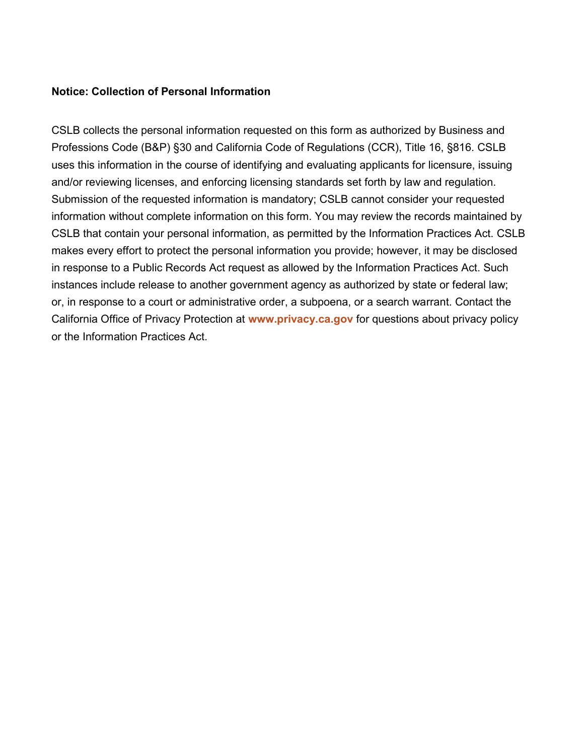**Notice: Collection of Personal Information**

CSLB collects the personal information requested on this form as authorized by Business and Professions Code (B&P) §30 and California Code of Regulations (CCR), Title 16, §816. CSLB uses this information in the course of identifying and evaluating applicants for licensure, issuing and/or reviewing licenses, and enforcing licensing standards set forth by law and regulation. Submission of the requested information is mandatory; CSLB cannot consider your requested information without complete information on this form. You may review the records maintained by CSLB that contain your personal information, as permitted by the Information Practices Act. CSLB makes every effort to protect the personal information you provide; however, it may be disclosed in response to a Public Records Act request as allowed by the Information Practices Act. Such instances include release to another government agency as authorized by state or federal law; or, in response to a court or administrative order, a subpoena, or a search warrant. Contact the California Office of Privacy Protection at **www.privacy.ca.gov** for questions about privacy policy or the Information Practices Act.